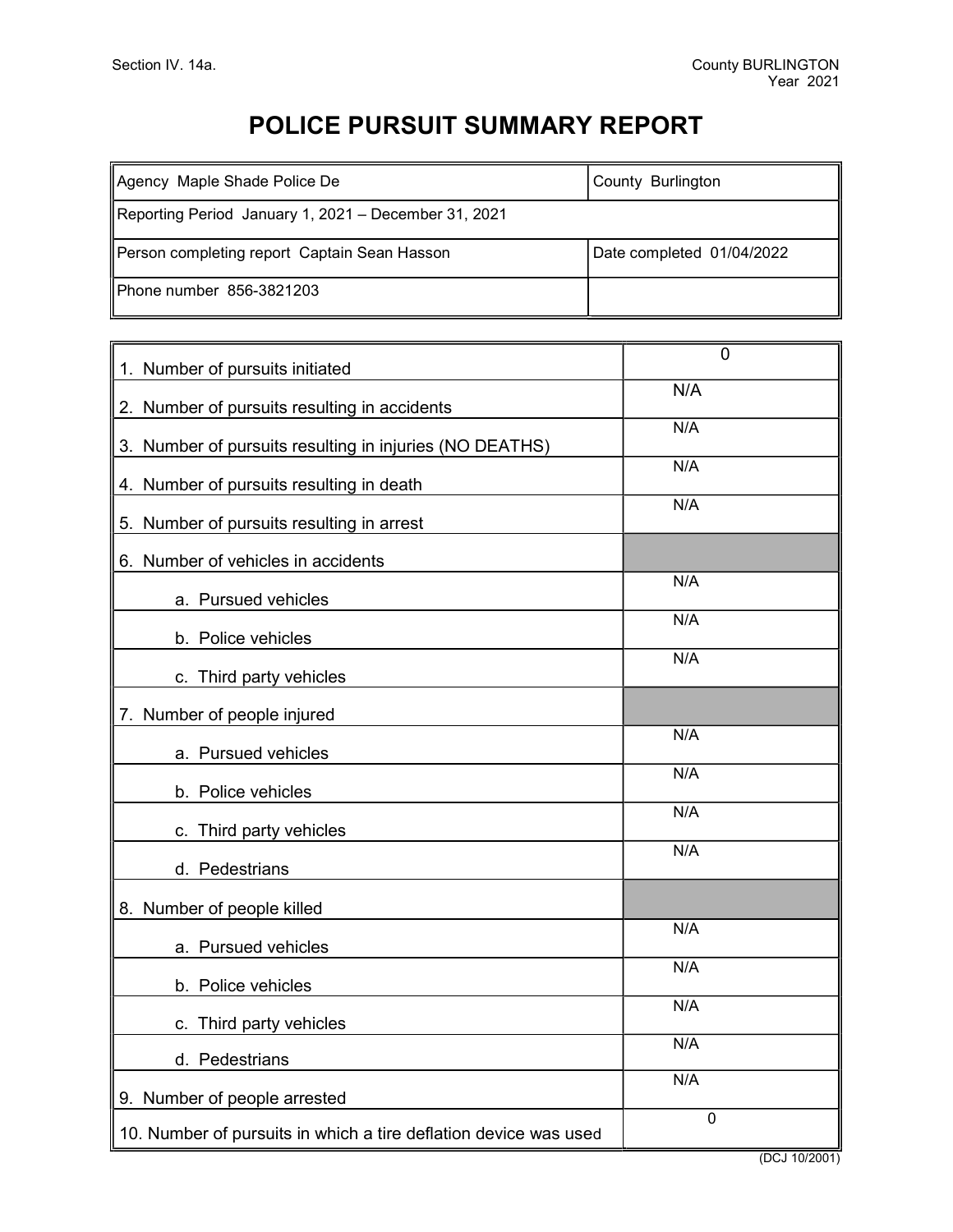Section IV. 14a.

County BURLINGTON
Year 2021

# POLICE PURSUIT SUMMARY REPORT

| Agency Maple Shade Police De | County Burlington |
|---|---|
| Reporting Period January 1, 2021 – December 31, 2021 | |
| Person completing report Captain Sean Hasson | Date completed 01/04/2022 |
| Phone number 856-3821203 | |

| Item | Value |
|---|---|
| 1. Number of pursuits initiated | 0 |
| 2. Number of pursuits resulting in accidents | N/A |
| 3. Number of pursuits resulting in injuries (NO DEATHS) | N/A |
| 4. Number of pursuits resulting in death | N/A |
| 5. Number of pursuits resulting in arrest | N/A |
| 6. Number of vehicles in accidents | |
| a. Pursued vehicles | N/A |
| b. Police vehicles | N/A |
| c. Third party vehicles | N/A |
| 7. Number of people injured | |
| a. Pursued vehicles | N/A |
| b. Police vehicles | N/A |
| c. Third party vehicles | N/A |
| d. Pedestrians | N/A |
| 8. Number of people killed | |
| a. Pursued vehicles | N/A |
| b. Police vehicles | N/A |
| c. Third party vehicles | N/A |
| d. Pedestrians | N/A |
| 9. Number of people arrested | N/A |
| 10. Number of pursuits in which a tire deflation device was used | 0 |

(DCJ 10/2001)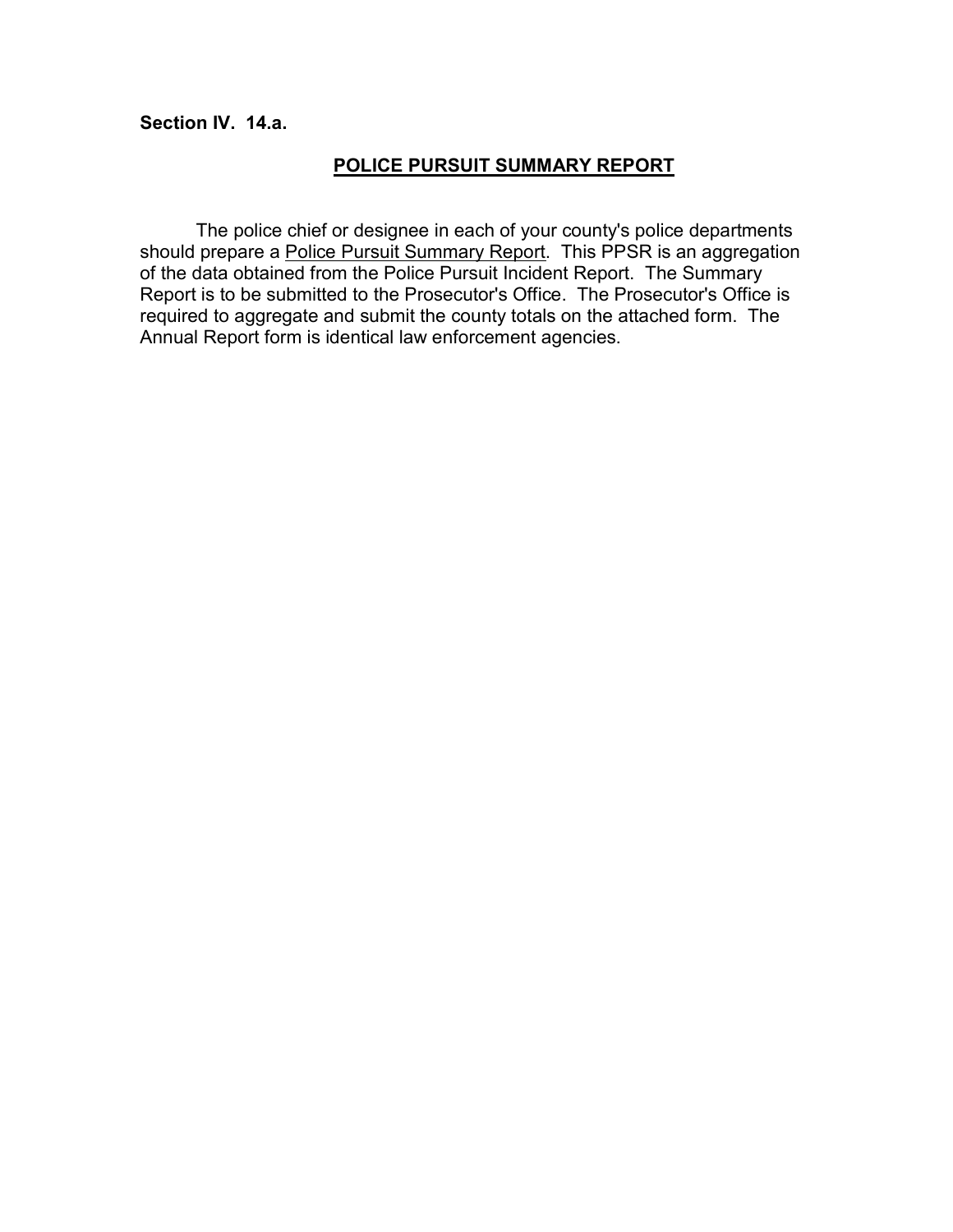**Section IV. 14.a.**

## POLICE PURSUIT SUMMARY REPORT

The police chief or designee in each of your county's police departments should prepare a Police Pursuit Summary Report. This PPSR is an aggregation of the data obtained from the Police Pursuit Incident Report. The Summary Report is to be submitted to the Prosecutor's Office. The Prosecutor's Office is required to aggregate and submit the county totals on the attached form. The Annual Report form is identical law enforcement agencies.